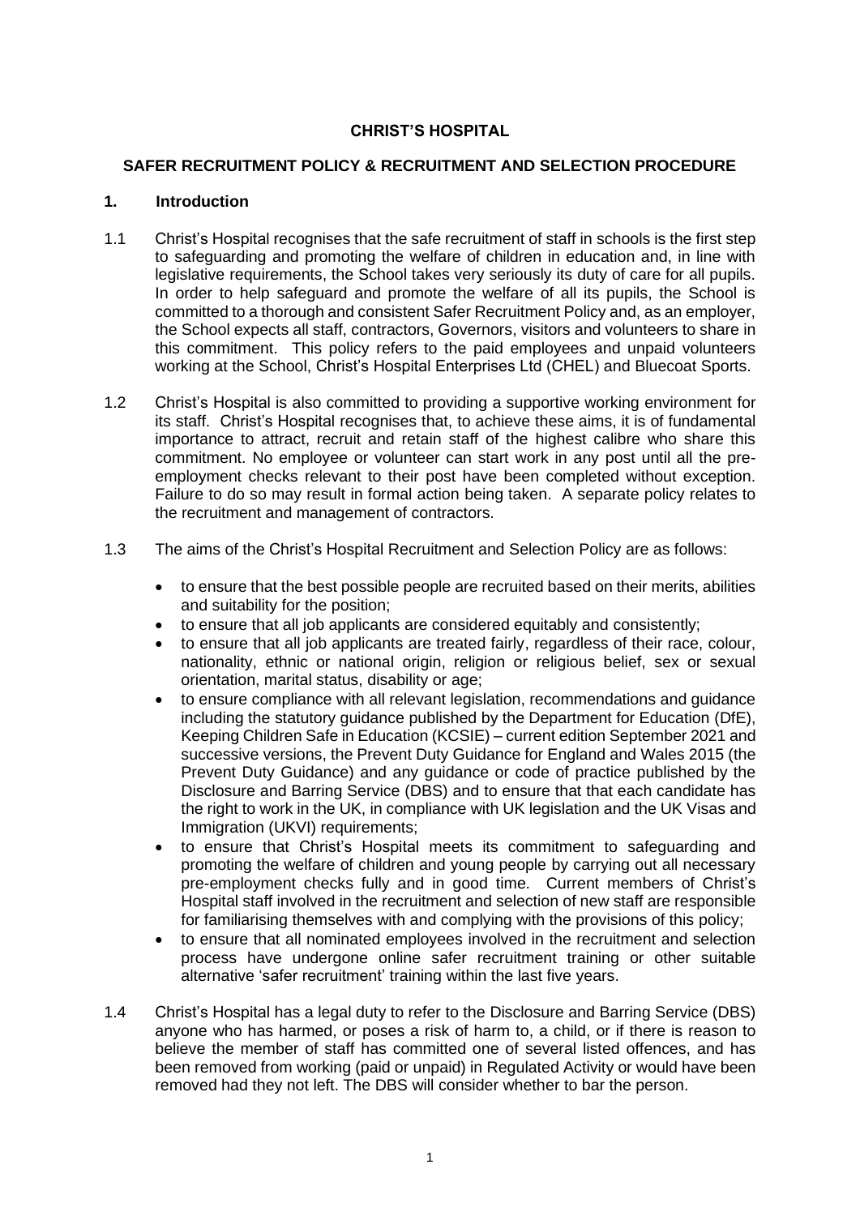**CHRIST'S HOSPITAL**

**SAFER RECRUITMENT POLICY & RECRUITMENT AND SELECTION PROCEDURE**

## 1. Introduction

1.1 Christ's Hospital recognises that the safe recruitment of staff in schools is the first step to safeguarding and promoting the welfare of children in education and, in line with legislative requirements, the School takes very seriously its duty of care for all pupils. In order to help safeguard and promote the welfare of all its pupils, the School is committed to a thorough and consistent Safer Recruitment Policy and, as an employer, the School expects all staff, contractors, Governors, visitors and volunteers to share in this commitment. This policy refers to the paid employees and unpaid volunteers working at the School, Christ's Hospital Enterprises Ltd (CHEL) and Bluecoat Sports.

1.2 Christ's Hospital is also committed to providing a supportive working environment for its staff. Christ's Hospital recognises that, to achieve these aims, it is of fundamental importance to attract, recruit and retain staff of the highest calibre who share this commitment. No employee or volunteer can start work in any post until all the pre-employment checks relevant to their post have been completed without exception. Failure to do so may result in formal action being taken. A separate policy relates to the recruitment and management of contractors.

1.3 The aims of the Christ's Hospital Recruitment and Selection Policy are as follows:

- to ensure that the best possible people are recruited based on their merits, abilities and suitability for the position;
- to ensure that all job applicants are considered equitably and consistently;
- to ensure that all job applicants are treated fairly, regardless of their race, colour, nationality, ethnic or national origin, religion or religious belief, sex or sexual orientation, marital status, disability or age;
- to ensure compliance with all relevant legislation, recommendations and guidance including the statutory guidance published by the Department for Education (DfE), Keeping Children Safe in Education (KCSIE) – current edition September 2021 and successive versions, the Prevent Duty Guidance for England and Wales 2015 (the Prevent Duty Guidance) and any guidance or code of practice published by the Disclosure and Barring Service (DBS) and to ensure that that each candidate has the right to work in the UK, in compliance with UK legislation and the UK Visas and Immigration (UKVI) requirements;
- to ensure that Christ's Hospital meets its commitment to safeguarding and promoting the welfare of children and young people by carrying out all necessary pre-employment checks fully and in good time. Current members of Christ's Hospital staff involved in the recruitment and selection of new staff are responsible for familiarising themselves with and complying with the provisions of this policy;
- to ensure that all nominated employees involved in the recruitment and selection process have undergone online safer recruitment training or other suitable alternative 'safer recruitment' training within the last five years.

1.4 Christ's Hospital has a legal duty to refer to the Disclosure and Barring Service (DBS) anyone who has harmed, or poses a risk of harm to, a child, or if there is reason to believe the member of staff has committed one of several listed offences, and has been removed from working (paid or unpaid) in Regulated Activity or would have been removed had they not left. The DBS will consider whether to bar the person.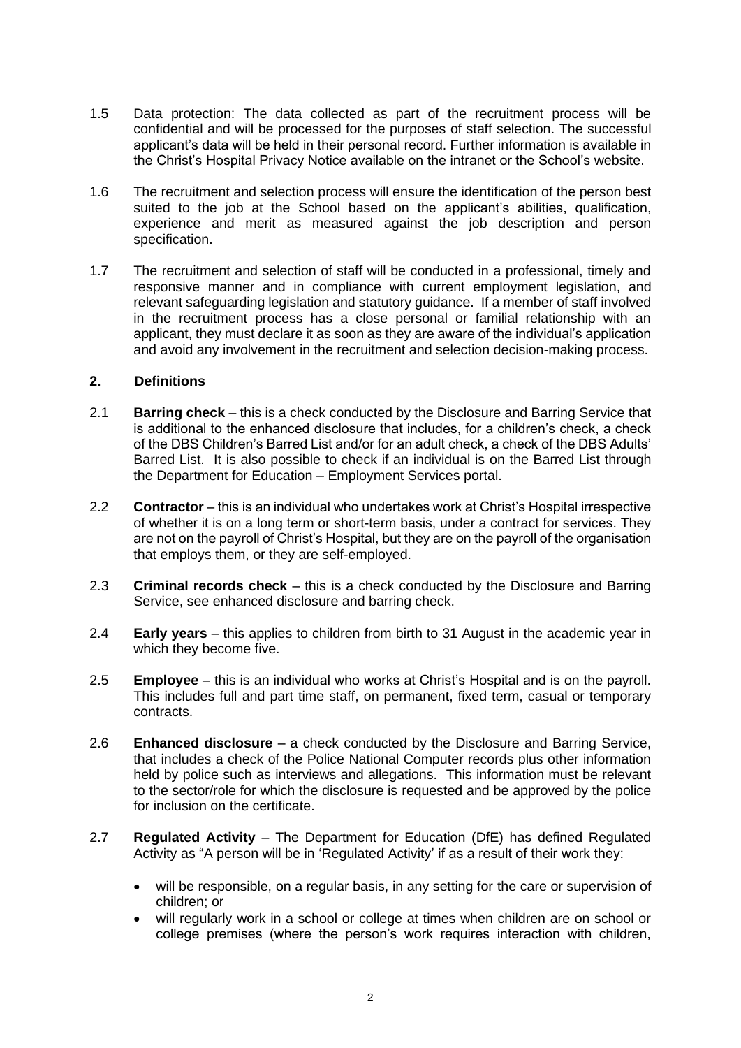1.5 Data protection: The data collected as part of the recruitment process will be confidential and will be processed for the purposes of staff selection. The successful applicant's data will be held in their personal record. Further information is available in the Christ's Hospital Privacy Notice available on the intranet or the School's website.

1.6 The recruitment and selection process will ensure the identification of the person best suited to the job at the School based on the applicant's abilities, qualification, experience and merit as measured against the job description and person specification.

1.7 The recruitment and selection of staff will be conducted in a professional, timely and responsive manner and in compliance with current employment legislation, and relevant safeguarding legislation and statutory guidance. If a member of staff involved in the recruitment process has a close personal or familial relationship with an applicant, they must declare it as soon as they are aware of the individual's application and avoid any involvement in the recruitment and selection decision-making process.

## 2. Definitions

2.1 **Barring check** – this is a check conducted by the Disclosure and Barring Service that is additional to the enhanced disclosure that includes, for a children's check, a check of the DBS Children's Barred List and/or for an adult check, a check of the DBS Adults' Barred List. It is also possible to check if an individual is on the Barred List through the Department for Education – Employment Services portal.

2.2 **Contractor** – this is an individual who undertakes work at Christ's Hospital irrespective of whether it is on a long term or short-term basis, under a contract for services. They are not on the payroll of Christ's Hospital, but they are on the payroll of the organisation that employs them, or they are self-employed.

2.3 **Criminal records check** – this is a check conducted by the Disclosure and Barring Service, see enhanced disclosure and barring check.

2.4 **Early years** – this applies to children from birth to 31 August in the academic year in which they become five.

2.5 **Employee** – this is an individual who works at Christ's Hospital and is on the payroll. This includes full and part time staff, on permanent, fixed term, casual or temporary contracts.

2.6 **Enhanced disclosure** – a check conducted by the Disclosure and Barring Service, that includes a check of the Police National Computer records plus other information held by police such as interviews and allegations. This information must be relevant to the sector/role for which the disclosure is requested and be approved by the police for inclusion on the certificate.

2.7 **Regulated Activity** – The Department for Education (DfE) has defined Regulated Activity as "A person will be in 'Regulated Activity' if as a result of their work they:

- will be responsible, on a regular basis, in any setting for the care or supervision of children; or
- will regularly work in a school or college at times when children are on school or college premises (where the person's work requires interaction with children,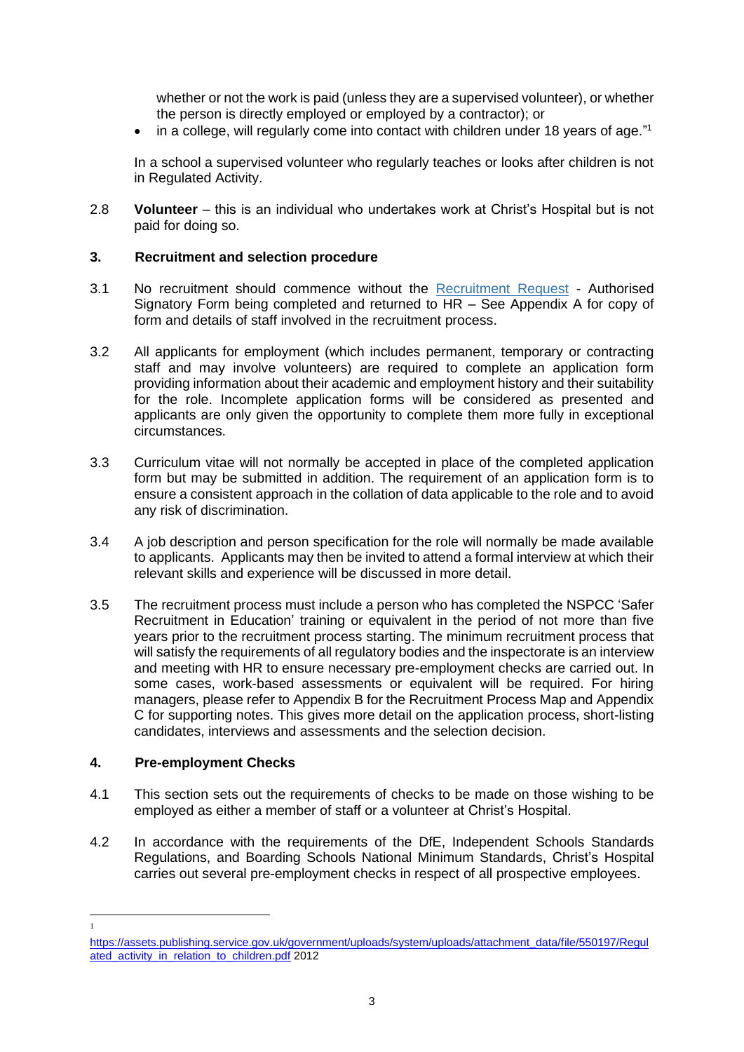whether or not the work is paid (unless they are a supervised volunteer), or whether the person is directly employed or employed by a contractor); or

- in a college, will regularly come into contact with children under 18 years of age."[1]

In a school a supervised volunteer who regularly teaches or looks after children is not in Regulated Activity.

2.8 **Volunteer** – this is an individual who undertakes work at Christ's Hospital but is not paid for doing so.

## 3. Recruitment and selection procedure

3.1 No recruitment should commence without the [Recruitment Request](#) - Authorised Signatory Form being completed and returned to HR – See Appendix A for copy of form and details of staff involved in the recruitment process.

3.2 All applicants for employment (which includes permanent, temporary or contracting staff and may involve volunteers) are required to complete an application form providing information about their academic and employment history and their suitability for the role. Incomplete application forms will be considered as presented and applicants are only given the opportunity to complete them more fully in exceptional circumstances.

3.3 Curriculum vitae will not normally be accepted in place of the completed application form but may be submitted in addition. The requirement of an application form is to ensure a consistent approach in the collation of data applicable to the role and to avoid any risk of discrimination.

3.4 A job description and person specification for the role will normally be made available to applicants. Applicants may then be invited to attend a formal interview at which their relevant skills and experience will be discussed in more detail.

3.5 The recruitment process must include a person who has completed the NSPCC 'Safer Recruitment in Education' training or equivalent in the period of not more than five years prior to the recruitment process starting. The minimum recruitment process that will satisfy the requirements of all regulatory bodies and the inspectorate is an interview and meeting with HR to ensure necessary pre-employment checks are carried out. In some cases, work-based assessments or equivalent will be required. For hiring managers, please refer to Appendix B for the Recruitment Process Map and Appendix C for supporting notes. This gives more detail on the application process, short-listing candidates, interviews and assessments and the selection decision.

## 4. Pre-employment Checks

4.1 This section sets out the requirements of checks to be made on those wishing to be employed as either a member of staff or a volunteer at Christ's Hospital.

4.2 In accordance with the requirements of the DfE, Independent Schools Standards Regulations, and Boarding Schools National Minimum Standards, Christ's Hospital carries out several pre-employment checks in respect of all prospective employees.

---

[1] https://assets.publishing.service.gov.uk/government/uploads/system/uploads/attachment_data/file/550197/Regulated_activity_in_relation_to_children.pdf 2012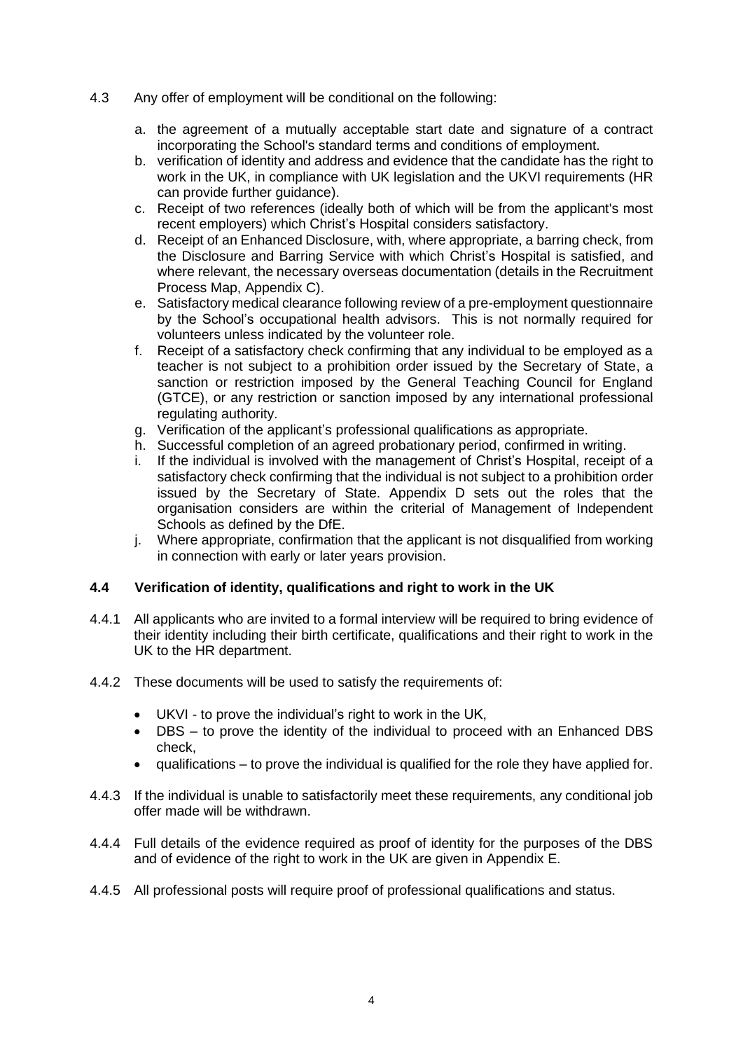4.3 Any offer of employment will be conditional on the following:

a. the agreement of a mutually acceptable start date and signature of a contract incorporating the School's standard terms and conditions of employment.
b. verification of identity and address and evidence that the candidate has the right to work in the UK, in compliance with UK legislation and the UKVI requirements (HR can provide further guidance).
c. Receipt of two references (ideally both of which will be from the applicant's most recent employers) which Christ's Hospital considers satisfactory.
d. Receipt of an Enhanced Disclosure, with, where appropriate, a barring check, from the Disclosure and Barring Service with which Christ's Hospital is satisfied, and where relevant, the necessary overseas documentation (details in the Recruitment Process Map, Appendix C).
e. Satisfactory medical clearance following review of a pre-employment questionnaire by the School's occupational health advisors. This is not normally required for volunteers unless indicated by the volunteer role.
f. Receipt of a satisfactory check confirming that any individual to be employed as a teacher is not subject to a prohibition order issued by the Secretary of State, a sanction or restriction imposed by the General Teaching Council for England (GTCE), or any restriction or sanction imposed by any international professional regulating authority.
g. Verification of the applicant's professional qualifications as appropriate.
h. Successful completion of an agreed probationary period, confirmed in writing.
i. If the individual is involved with the management of Christ's Hospital, receipt of a satisfactory check confirming that the individual is not subject to a prohibition order issued by the Secretary of State. Appendix D sets out the roles that the organisation considers are within the criterial of Management of Independent Schools as defined by the DfE.
j. Where appropriate, confirmation that the applicant is not disqualified from working in connection with early or later years provision.

### 4.4 Verification of identity, qualifications and right to work in the UK

4.4.1 All applicants who are invited to a formal interview will be required to bring evidence of their identity including their birth certificate, qualifications and their right to work in the UK to the HR department.

4.4.2 These documents will be used to satisfy the requirements of:

- UKVI - to prove the individual's right to work in the UK,
- DBS – to prove the identity of the individual to proceed with an Enhanced DBS check,
- qualifications – to prove the individual is qualified for the role they have applied for.

4.4.3 If the individual is unable to satisfactorily meet these requirements, any conditional job offer made will be withdrawn.

4.4.4 Full details of the evidence required as proof of identity for the purposes of the DBS and of evidence of the right to work in the UK are given in Appendix E.

4.4.5 All professional posts will require proof of professional qualifications and status.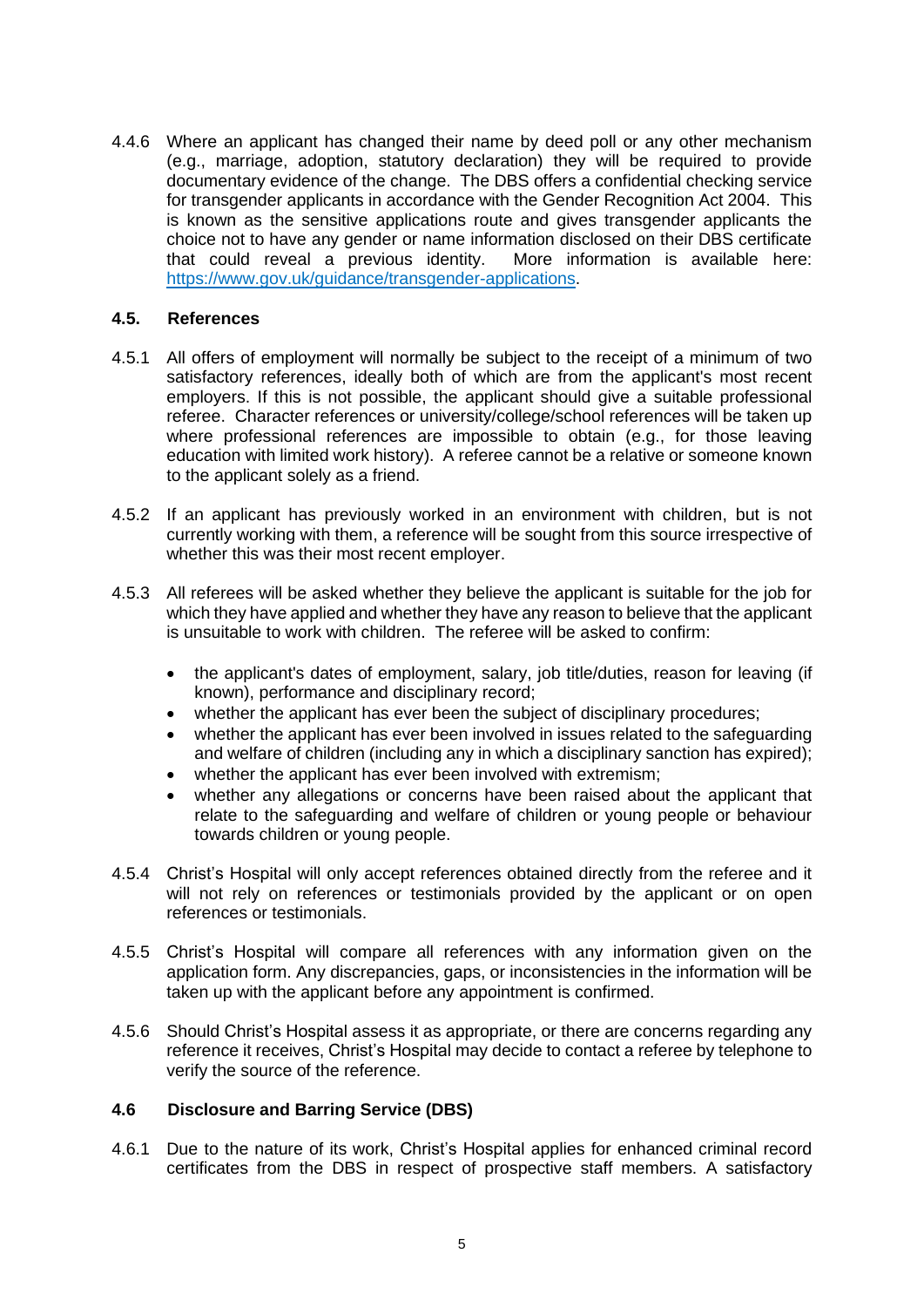4.4.6 Where an applicant has changed their name by deed poll or any other mechanism (e.g., marriage, adoption, statutory declaration) they will be required to provide documentary evidence of the change. The DBS offers a confidential checking service for transgender applicants in accordance with the Gender Recognition Act 2004. This is known as the sensitive applications route and gives transgender applicants the choice not to have any gender or name information disclosed on their DBS certificate that could reveal a previous identity. More information is available here: [https://www.gov.uk/guidance/transgender-applications](https://www.gov.uk/guidance/transgender-applications).

### 4.5. References

4.5.1 All offers of employment will normally be subject to the receipt of a minimum of two satisfactory references, ideally both of which are from the applicant's most recent employers. If this is not possible, the applicant should give a suitable professional referee. Character references or university/college/school references will be taken up where professional references are impossible to obtain (e.g., for those leaving education with limited work history). A referee cannot be a relative or someone known to the applicant solely as a friend.

4.5.2 If an applicant has previously worked in an environment with children, but is not currently working with them, a reference will be sought from this source irrespective of whether this was their most recent employer.

4.5.3 All referees will be asked whether they believe the applicant is suitable for the job for which they have applied and whether they have any reason to believe that the applicant is unsuitable to work with children. The referee will be asked to confirm:

- the applicant's dates of employment, salary, job title/duties, reason for leaving (if known), performance and disciplinary record;
- whether the applicant has ever been the subject of disciplinary procedures;
- whether the applicant has ever been involved in issues related to the safeguarding and welfare of children (including any in which a disciplinary sanction has expired);
- whether the applicant has ever been involved with extremism;
- whether any allegations or concerns have been raised about the applicant that relate to the safeguarding and welfare of children or young people or behaviour towards children or young people.

4.5.4 Christ's Hospital will only accept references obtained directly from the referee and it will not rely on references or testimonials provided by the applicant or on open references or testimonials.

4.5.5 Christ's Hospital will compare all references with any information given on the application form. Any discrepancies, gaps, or inconsistencies in the information will be taken up with the applicant before any appointment is confirmed.

4.5.6 Should Christ's Hospital assess it as appropriate, or there are concerns regarding any reference it receives, Christ's Hospital may decide to contact a referee by telephone to verify the source of the reference.

### 4.6 Disclosure and Barring Service (DBS)

4.6.1 Due to the nature of its work, Christ's Hospital applies for enhanced criminal record certificates from the DBS in respect of prospective staff members. A satisfactory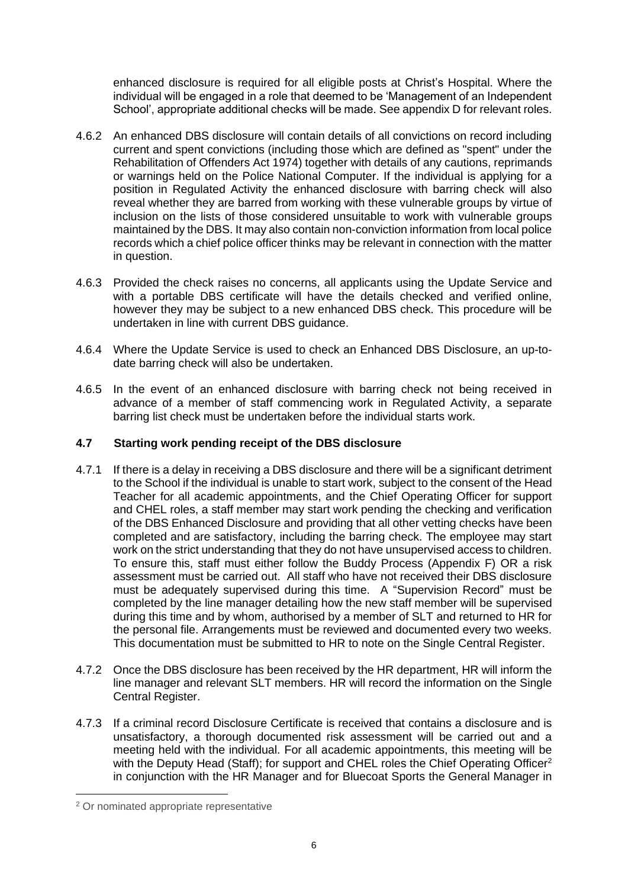enhanced disclosure is required for all eligible posts at Christ's Hospital. Where the individual will be engaged in a role that deemed to be 'Management of an Independent School', appropriate additional checks will be made. See appendix D for relevant roles.

4.6.2 An enhanced DBS disclosure will contain details of all convictions on record including current and spent convictions (including those which are defined as "spent" under the Rehabilitation of Offenders Act 1974) together with details of any cautions, reprimands or warnings held on the Police National Computer. If the individual is applying for a position in Regulated Activity the enhanced disclosure with barring check will also reveal whether they are barred from working with these vulnerable groups by virtue of inclusion on the lists of those considered unsuitable to work with vulnerable groups maintained by the DBS. It may also contain non-conviction information from local police records which a chief police officer thinks may be relevant in connection with the matter in question.

4.6.3 Provided the check raises no concerns, all applicants using the Update Service and with a portable DBS certificate will have the details checked and verified online, however they may be subject to a new enhanced DBS check. This procedure will be undertaken in line with current DBS guidance.

4.6.4 Where the Update Service is used to check an Enhanced DBS Disclosure, an up-to-date barring check will also be undertaken.

4.6.5 In the event of an enhanced disclosure with barring check not being received in advance of a member of staff commencing work in Regulated Activity, a separate barring list check must be undertaken before the individual starts work.

### 4.7 Starting work pending receipt of the DBS disclosure

4.7.1 If there is a delay in receiving a DBS disclosure and there will be a significant detriment to the School if the individual is unable to start work, subject to the consent of the Head Teacher for all academic appointments, and the Chief Operating Officer for support and CHEL roles, a staff member may start work pending the checking and verification of the DBS Enhanced Disclosure and providing that all other vetting checks have been completed and are satisfactory, including the barring check. The employee may start work on the strict understanding that they do not have unsupervised access to children. To ensure this, staff must either follow the Buddy Process (Appendix F) OR a risk assessment must be carried out. All staff who have not received their DBS disclosure must be adequately supervised during this time. A "Supervision Record" must be completed by the line manager detailing how the new staff member will be supervised during this time and by whom, authorised by a member of SLT and returned to HR for the personal file. Arrangements must be reviewed and documented every two weeks. This documentation must be submitted to HR to note on the Single Central Register.

4.7.2 Once the DBS disclosure has been received by the HR department, HR will inform the line manager and relevant SLT members. HR will record the information on the Single Central Register.

4.7.3 If a criminal record Disclosure Certificate is received that contains a disclosure and is unsatisfactory, a thorough documented risk assessment will be carried out and a meeting held with the individual. For all academic appointments, this meeting will be with the Deputy Head (Staff); for support and CHEL roles the Chief Operating Officer[2] in conjunction with the HR Manager and for Bluecoat Sports the General Manager in

[2] Or nominated appropriate representative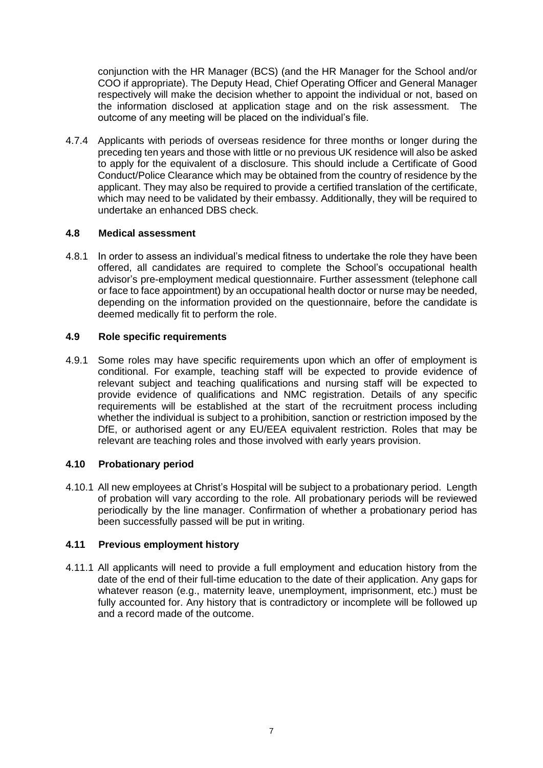conjunction with the HR Manager (BCS) (and the HR Manager for the School and/or COO if appropriate). The Deputy Head, Chief Operating Officer and General Manager respectively will make the decision whether to appoint the individual or not, based on the information disclosed at application stage and on the risk assessment. The outcome of any meeting will be placed on the individual's file.

4.7.4 Applicants with periods of overseas residence for three months or longer during the preceding ten years and those with little or no previous UK residence will also be asked to apply for the equivalent of a disclosure. This should include a Certificate of Good Conduct/Police Clearance which may be obtained from the country of residence by the applicant. They may also be required to provide a certified translation of the certificate, which may need to be validated by their embassy. Additionally, they will be required to undertake an enhanced DBS check.

### 4.8 Medical assessment

4.8.1 In order to assess an individual's medical fitness to undertake the role they have been offered, all candidates are required to complete the School's occupational health advisor's pre-employment medical questionnaire. Further assessment (telephone call or face to face appointment) by an occupational health doctor or nurse may be needed, depending on the information provided on the questionnaire, before the candidate is deemed medically fit to perform the role.

### 4.9 Role specific requirements

4.9.1 Some roles may have specific requirements upon which an offer of employment is conditional. For example, teaching staff will be expected to provide evidence of relevant subject and teaching qualifications and nursing staff will be expected to provide evidence of qualifications and NMC registration. Details of any specific requirements will be established at the start of the recruitment process including whether the individual is subject to a prohibition, sanction or restriction imposed by the DfE, or authorised agent or any EU/EEA equivalent restriction. Roles that may be relevant are teaching roles and those involved with early years provision.

### 4.10 Probationary period

4.10.1 All new employees at Christ's Hospital will be subject to a probationary period. Length of probation will vary according to the role. All probationary periods will be reviewed periodically by the line manager. Confirmation of whether a probationary period has been successfully passed will be put in writing.

### 4.11 Previous employment history

4.11.1 All applicants will need to provide a full employment and education history from the date of the end of their full-time education to the date of their application. Any gaps for whatever reason (e.g., maternity leave, unemployment, imprisonment, etc.) must be fully accounted for. Any history that is contradictory or incomplete will be followed up and a record made of the outcome.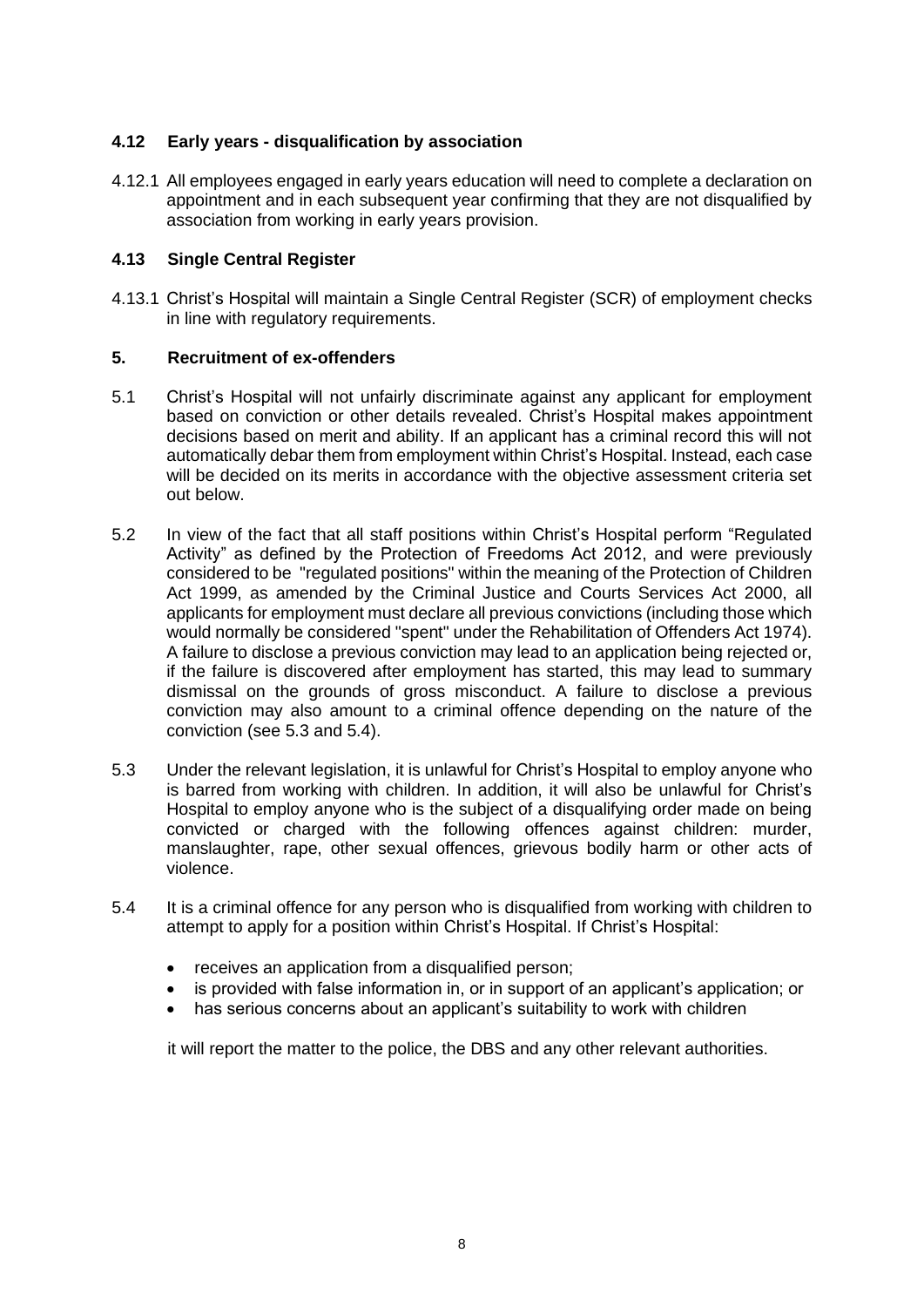### 4.12 Early years - disqualification by association

4.12.1 All employees engaged in early years education will need to complete a declaration on appointment and in each subsequent year confirming that they are not disqualified by association from working in early years provision.

### 4.13 Single Central Register

4.13.1 Christ's Hospital will maintain a Single Central Register (SCR) of employment checks in line with regulatory requirements.

## 5. Recruitment of ex-offenders

5.1 Christ's Hospital will not unfairly discriminate against any applicant for employment based on conviction or other details revealed. Christ's Hospital makes appointment decisions based on merit and ability. If an applicant has a criminal record this will not automatically debar them from employment within Christ's Hospital. Instead, each case will be decided on its merits in accordance with the objective assessment criteria set out below.

5.2 In view of the fact that all staff positions within Christ's Hospital perform "Regulated Activity" as defined by the Protection of Freedoms Act 2012, and were previously considered to be "regulated positions" within the meaning of the Protection of Children Act 1999, as amended by the Criminal Justice and Courts Services Act 2000, all applicants for employment must declare all previous convictions (including those which would normally be considered "spent" under the Rehabilitation of Offenders Act 1974). A failure to disclose a previous conviction may lead to an application being rejected or, if the failure is discovered after employment has started, this may lead to summary dismissal on the grounds of gross misconduct. A failure to disclose a previous conviction may also amount to a criminal offence depending on the nature of the conviction (see 5.3 and 5.4).

5.3 Under the relevant legislation, it is unlawful for Christ's Hospital to employ anyone who is barred from working with children. In addition, it will also be unlawful for Christ's Hospital to employ anyone who is the subject of a disqualifying order made on being convicted or charged with the following offences against children: murder, manslaughter, rape, other sexual offences, grievous bodily harm or other acts of violence.

5.4 It is a criminal offence for any person who is disqualified from working with children to attempt to apply for a position within Christ's Hospital. If Christ's Hospital:

- receives an application from a disqualified person;
- is provided with false information in, or in support of an applicant's application; or
- has serious concerns about an applicant's suitability to work with children

it will report the matter to the police, the DBS and any other relevant authorities.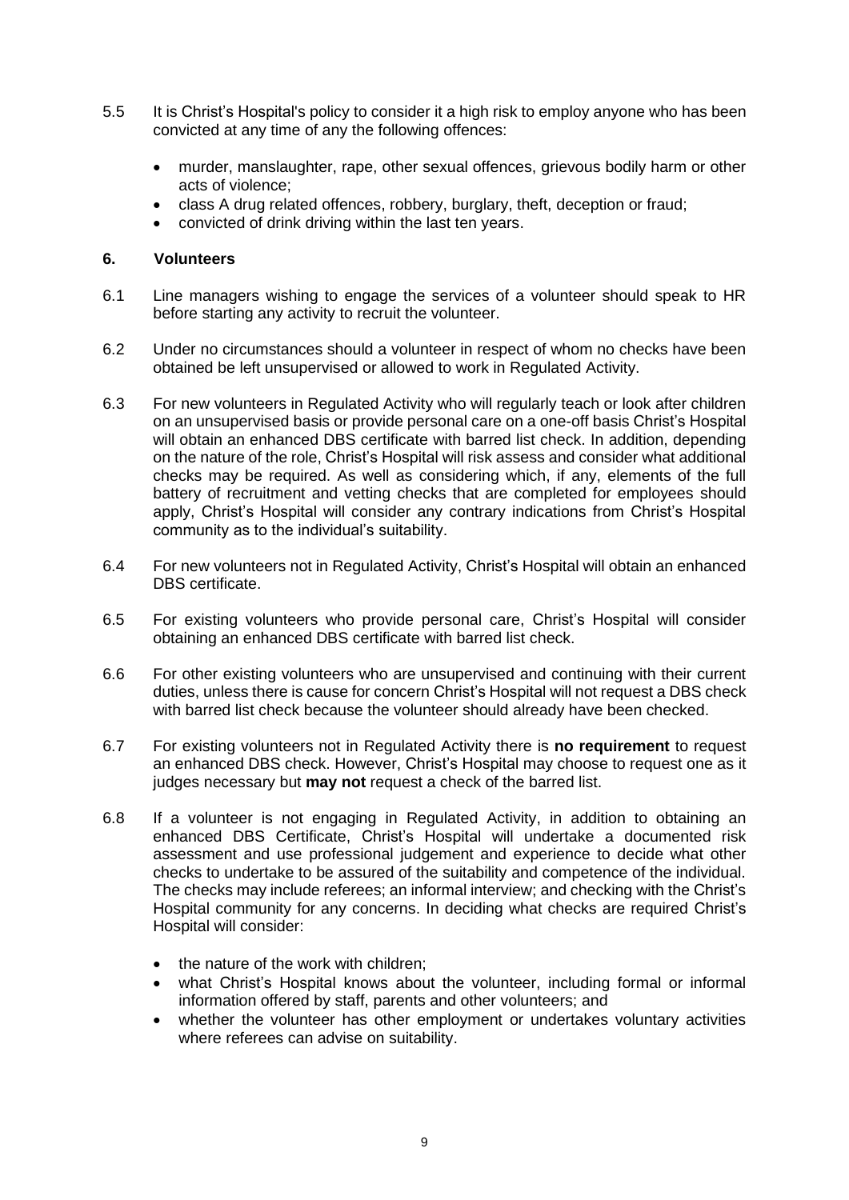5.5 It is Christ's Hospital's policy to consider it a high risk to employ anyone who has been convicted at any time of any the following offences:

- murder, manslaughter, rape, other sexual offences, grievous bodily harm or other acts of violence;
- class A drug related offences, robbery, burglary, theft, deception or fraud;
- convicted of drink driving within the last ten years.

## 6. Volunteers

6.1 Line managers wishing to engage the services of a volunteer should speak to HR before starting any activity to recruit the volunteer.

6.2 Under no circumstances should a volunteer in respect of whom no checks have been obtained be left unsupervised or allowed to work in Regulated Activity.

6.3 For new volunteers in Regulated Activity who will regularly teach or look after children on an unsupervised basis or provide personal care on a one-off basis Christ's Hospital will obtain an enhanced DBS certificate with barred list check. In addition, depending on the nature of the role, Christ's Hospital will risk assess and consider what additional checks may be required. As well as considering which, if any, elements of the full battery of recruitment and vetting checks that are completed for employees should apply, Christ's Hospital will consider any contrary indications from Christ's Hospital community as to the individual's suitability.

6.4 For new volunteers not in Regulated Activity, Christ's Hospital will obtain an enhanced DBS certificate.

6.5 For existing volunteers who provide personal care, Christ's Hospital will consider obtaining an enhanced DBS certificate with barred list check.

6.6 For other existing volunteers who are unsupervised and continuing with their current duties, unless there is cause for concern Christ's Hospital will not request a DBS check with barred list check because the volunteer should already have been checked.

6.7 For existing volunteers not in Regulated Activity there is **no requirement** to request an enhanced DBS check. However, Christ's Hospital may choose to request one as it judges necessary but **may not** request a check of the barred list.

6.8 If a volunteer is not engaging in Regulated Activity, in addition to obtaining an enhanced DBS Certificate, Christ's Hospital will undertake a documented risk assessment and use professional judgement and experience to decide what other checks to undertake to be assured of the suitability and competence of the individual. The checks may include referees; an informal interview; and checking with the Christ's Hospital community for any concerns. In deciding what checks are required Christ's Hospital will consider:

- the nature of the work with children;
- what Christ's Hospital knows about the volunteer, including formal or informal information offered by staff, parents and other volunteers; and
- whether the volunteer has other employment or undertakes voluntary activities where referees can advise on suitability.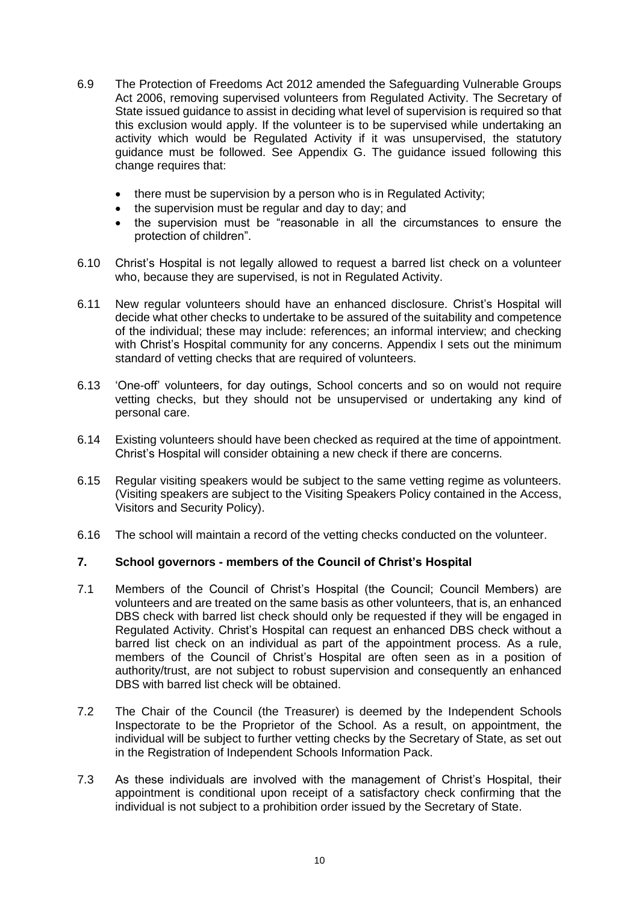6.9 The Protection of Freedoms Act 2012 amended the Safeguarding Vulnerable Groups Act 2006, removing supervised volunteers from Regulated Activity. The Secretary of State issued guidance to assist in deciding what level of supervision is required so that this exclusion would apply. If the volunteer is to be supervised while undertaking an activity which would be Regulated Activity if it was unsupervised, the statutory guidance must be followed. See Appendix G. The guidance issued following this change requires that:

- there must be supervision by a person who is in Regulated Activity;
- the supervision must be regular and day to day; and
- the supervision must be "reasonable in all the circumstances to ensure the protection of children".

6.10 Christ's Hospital is not legally allowed to request a barred list check on a volunteer who, because they are supervised, is not in Regulated Activity.

6.11 New regular volunteers should have an enhanced disclosure. Christ's Hospital will decide what other checks to undertake to be assured of the suitability and competence of the individual; these may include: references; an informal interview; and checking with Christ's Hospital community for any concerns. Appendix I sets out the minimum standard of vetting checks that are required of volunteers.

6.13 'One-off' volunteers, for day outings, School concerts and so on would not require vetting checks, but they should not be unsupervised or undertaking any kind of personal care.

6.14 Existing volunteers should have been checked as required at the time of appointment. Christ's Hospital will consider obtaining a new check if there are concerns.

6.15 Regular visiting speakers would be subject to the same vetting regime as volunteers. (Visiting speakers are subject to the Visiting Speakers Policy contained in the Access, Visitors and Security Policy).

6.16 The school will maintain a record of the vetting checks conducted on the volunteer.

## 7. School governors - members of the Council of Christ's Hospital

7.1 Members of the Council of Christ's Hospital (the Council; Council Members) are volunteers and are treated on the same basis as other volunteers, that is, an enhanced DBS check with barred list check should only be requested if they will be engaged in Regulated Activity. Christ's Hospital can request an enhanced DBS check without a barred list check on an individual as part of the appointment process. As a rule, members of the Council of Christ's Hospital are often seen as in a position of authority/trust, are not subject to robust supervision and consequently an enhanced DBS with barred list check will be obtained.

7.2 The Chair of the Council (the Treasurer) is deemed by the Independent Schools Inspectorate to be the Proprietor of the School. As a result, on appointment, the individual will be subject to further vetting checks by the Secretary of State, as set out in the Registration of Independent Schools Information Pack.

7.3 As these individuals are involved with the management of Christ's Hospital, their appointment is conditional upon receipt of a satisfactory check confirming that the individual is not subject to a prohibition order issued by the Secretary of State.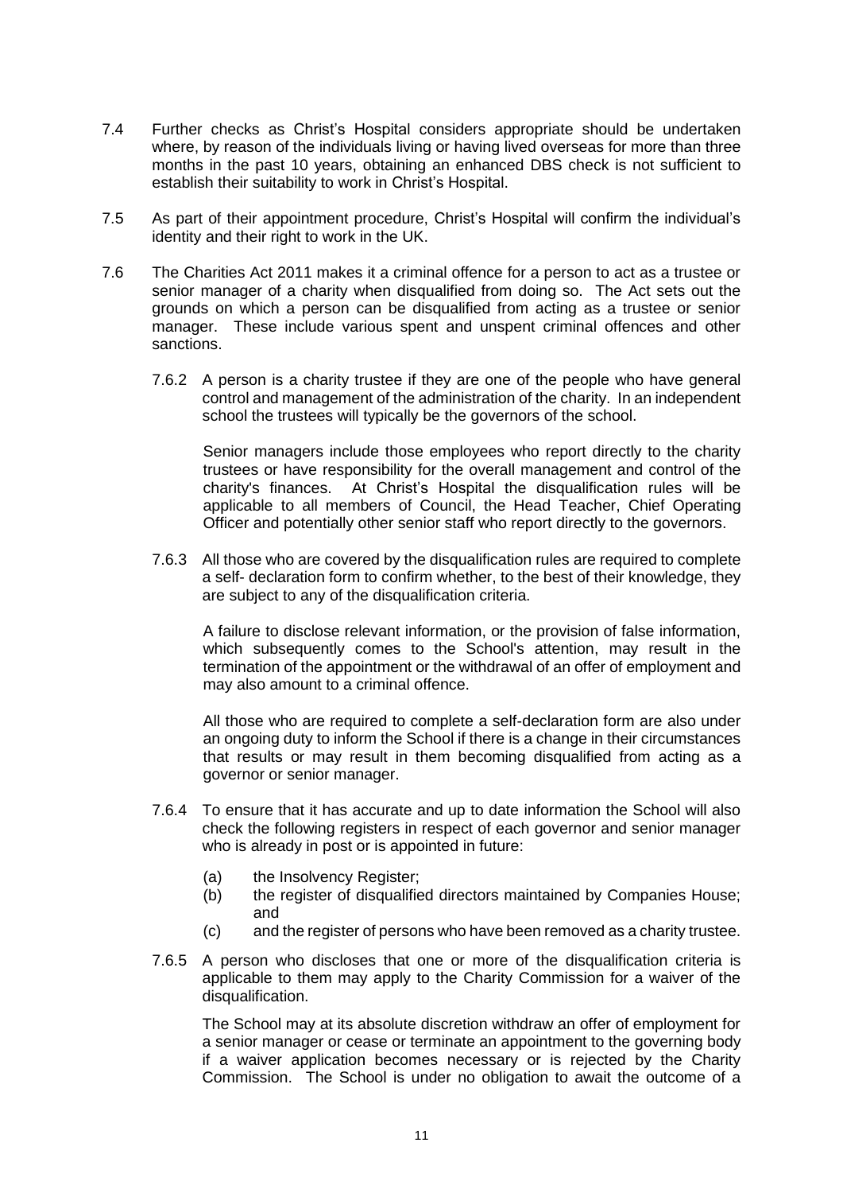7.4 Further checks as Christ's Hospital considers appropriate should be undertaken where, by reason of the individuals living or having lived overseas for more than three months in the past 10 years, obtaining an enhanced DBS check is not sufficient to establish their suitability to work in Christ's Hospital.

7.5 As part of their appointment procedure, Christ's Hospital will confirm the individual's identity and their right to work in the UK.

7.6 The Charities Act 2011 makes it a criminal offence for a person to act as a trustee or senior manager of a charity when disqualified from doing so. The Act sets out the grounds on which a person can be disqualified from acting as a trustee or senior manager. These include various spent and unspent criminal offences and other sanctions.

7.6.2 A person is a charity trustee if they are one of the people who have general control and management of the administration of the charity. In an independent school the trustees will typically be the governors of the school.

Senior managers include those employees who report directly to the charity trustees or have responsibility for the overall management and control of the charity's finances. At Christ's Hospital the disqualification rules will be applicable to all members of Council, the Head Teacher, Chief Operating Officer and potentially other senior staff who report directly to the governors.

7.6.3 All those who are covered by the disqualification rules are required to complete a self- declaration form to confirm whether, to the best of their knowledge, they are subject to any of the disqualification criteria.

A failure to disclose relevant information, or the provision of false information, which subsequently comes to the School's attention, may result in the termination of the appointment or the withdrawal of an offer of employment and may also amount to a criminal offence.

All those who are required to complete a self-declaration form are also under an ongoing duty to inform the School if there is a change in their circumstances that results or may result in them becoming disqualified from acting as a governor or senior manager.

7.6.4 To ensure that it has accurate and up to date information the School will also check the following registers in respect of each governor and senior manager who is already in post or is appointed in future:

(a) the Insolvency Register;
(b) the register of disqualified directors maintained by Companies House; and
(c) and the register of persons who have been removed as a charity trustee.

7.6.5 A person who discloses that one or more of the disqualification criteria is applicable to them may apply to the Charity Commission for a waiver of the disqualification.

The School may at its absolute discretion withdraw an offer of employment for a senior manager or cease or terminate an appointment to the governing body if a waiver application becomes necessary or is rejected by the Charity Commission. The School is under no obligation to await the outcome of a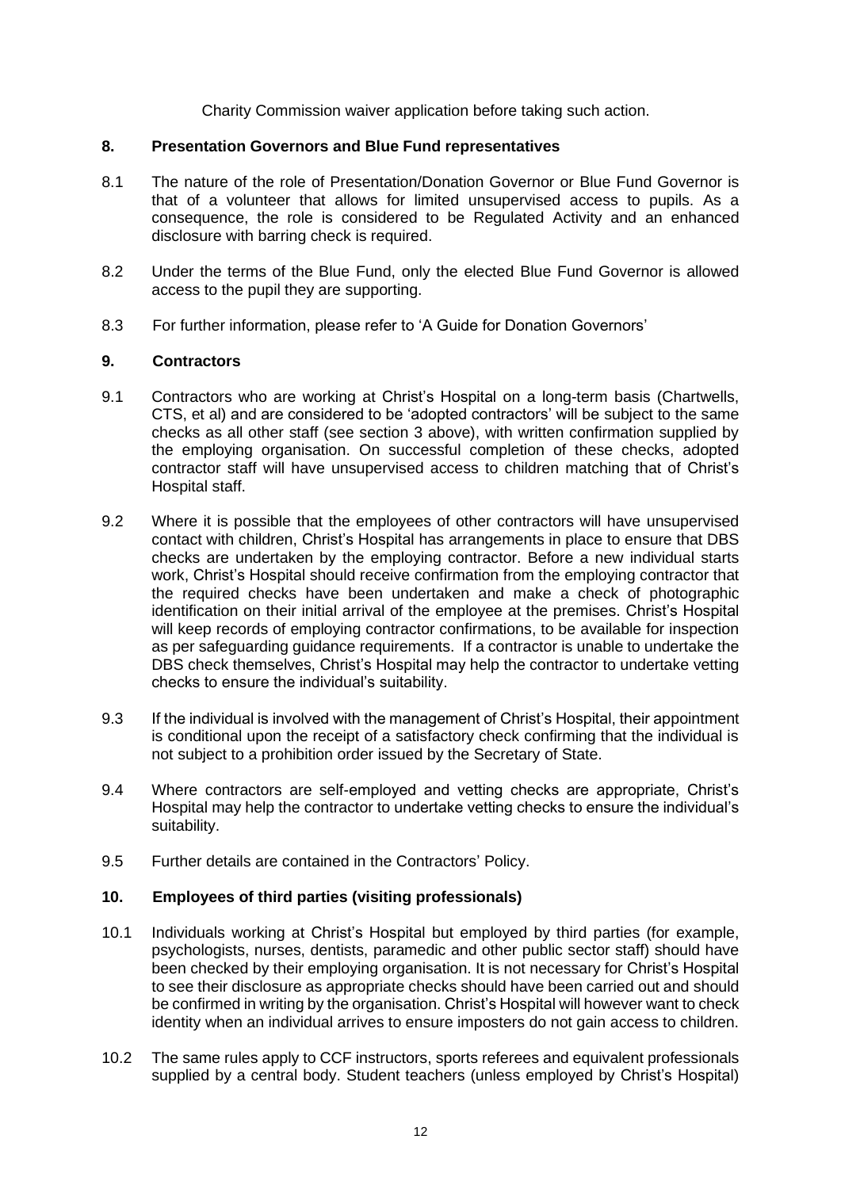Charity Commission waiver application before taking such action.

## 8. Presentation Governors and Blue Fund representatives

8.1 The nature of the role of Presentation/Donation Governor or Blue Fund Governor is that of a volunteer that allows for limited unsupervised access to pupils. As a consequence, the role is considered to be Regulated Activity and an enhanced disclosure with barring check is required.

8.2 Under the terms of the Blue Fund, only the elected Blue Fund Governor is allowed access to the pupil they are supporting.

8.3 For further information, please refer to 'A Guide for Donation Governors'

## 9. Contractors

9.1 Contractors who are working at Christ's Hospital on a long-term basis (Chartwells, CTS, et al) and are considered to be 'adopted contractors' will be subject to the same checks as all other staff (see section 3 above), with written confirmation supplied by the employing organisation. On successful completion of these checks, adopted contractor staff will have unsupervised access to children matching that of Christ's Hospital staff.

9.2 Where it is possible that the employees of other contractors will have unsupervised contact with children, Christ's Hospital has arrangements in place to ensure that DBS checks are undertaken by the employing contractor. Before a new individual starts work, Christ's Hospital should receive confirmation from the employing contractor that the required checks have been undertaken and make a check of photographic identification on their initial arrival of the employee at the premises. Christ's Hospital will keep records of employing contractor confirmations, to be available for inspection as per safeguarding guidance requirements. If a contractor is unable to undertake the DBS check themselves, Christ's Hospital may help the contractor to undertake vetting checks to ensure the individual's suitability.

9.3 If the individual is involved with the management of Christ's Hospital, their appointment is conditional upon the receipt of a satisfactory check confirming that the individual is not subject to a prohibition order issued by the Secretary of State.

9.4 Where contractors are self-employed and vetting checks are appropriate, Christ's Hospital may help the contractor to undertake vetting checks to ensure the individual's suitability.

9.5 Further details are contained in the Contractors' Policy.

## 10. Employees of third parties (visiting professionals)

10.1 Individuals working at Christ's Hospital but employed by third parties (for example, psychologists, nurses, dentists, paramedic and other public sector staff) should have been checked by their employing organisation. It is not necessary for Christ's Hospital to see their disclosure as appropriate checks should have been carried out and should be confirmed in writing by the organisation. Christ's Hospital will however want to check identity when an individual arrives to ensure imposters do not gain access to children.

10.2 The same rules apply to CCF instructors, sports referees and equivalent professionals supplied by a central body. Student teachers (unless employed by Christ's Hospital)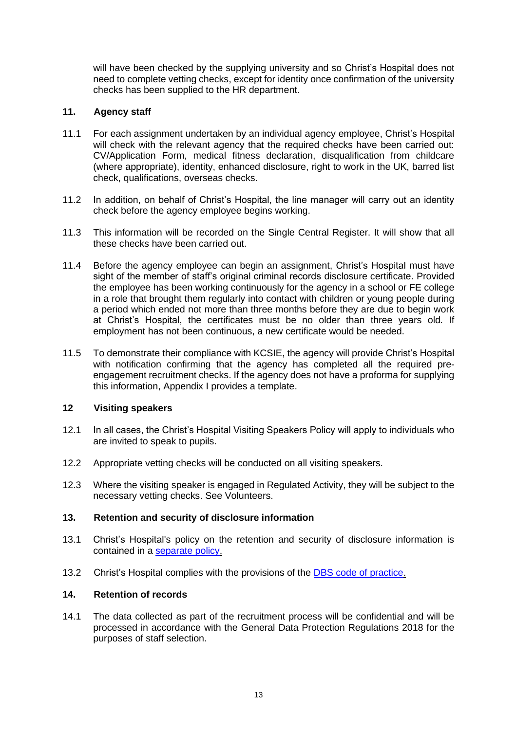will have been checked by the supplying university and so Christ's Hospital does not need to complete vetting checks, except for identity once confirmation of the university checks has been supplied to the HR department.

## 11. Agency staff

11.1 For each assignment undertaken by an individual agency employee, Christ's Hospital will check with the relevant agency that the required checks have been carried out: CV/Application Form, medical fitness declaration, disqualification from childcare (where appropriate), identity, enhanced disclosure, right to work in the UK, barred list check, qualifications, overseas checks.

11.2 In addition, on behalf of Christ's Hospital, the line manager will carry out an identity check before the agency employee begins working.

11.3 This information will be recorded on the Single Central Register. It will show that all these checks have been carried out.

11.4 Before the agency employee can begin an assignment, Christ's Hospital must have sight of the member of staff's original criminal records disclosure certificate. Provided the employee has been working continuously for the agency in a school or FE college in a role that brought them regularly into contact with children or young people during a period which ended not more than three months before they are due to begin work at Christ's Hospital, the certificates must be no older than three years old. If employment has not been continuous, a new certificate would be needed.

11.5 To demonstrate their compliance with KCSIE, the agency will provide Christ's Hospital with notification confirming that the agency has completed all the required pre-engagement recruitment checks. If the agency does not have a proforma for supplying this information, Appendix I provides a template.

## 12 Visiting speakers

12.1 In all cases, the Christ's Hospital Visiting Speakers Policy will apply to individuals who are invited to speak to pupils.

12.2 Appropriate vetting checks will be conducted on all visiting speakers.

12.3 Where the visiting speaker is engaged in Regulated Activity, they will be subject to the necessary vetting checks. See Volunteers.

## 13. Retention and security of disclosure information

13.1 Christ's Hospital's policy on the retention and security of disclosure information is contained in a separate policy.

13.2 Christ's Hospital complies with the provisions of the DBS code of practice.

## 14. Retention of records

14.1 The data collected as part of the recruitment process will be confidential and will be processed in accordance with the General Data Protection Regulations 2018 for the purposes of staff selection.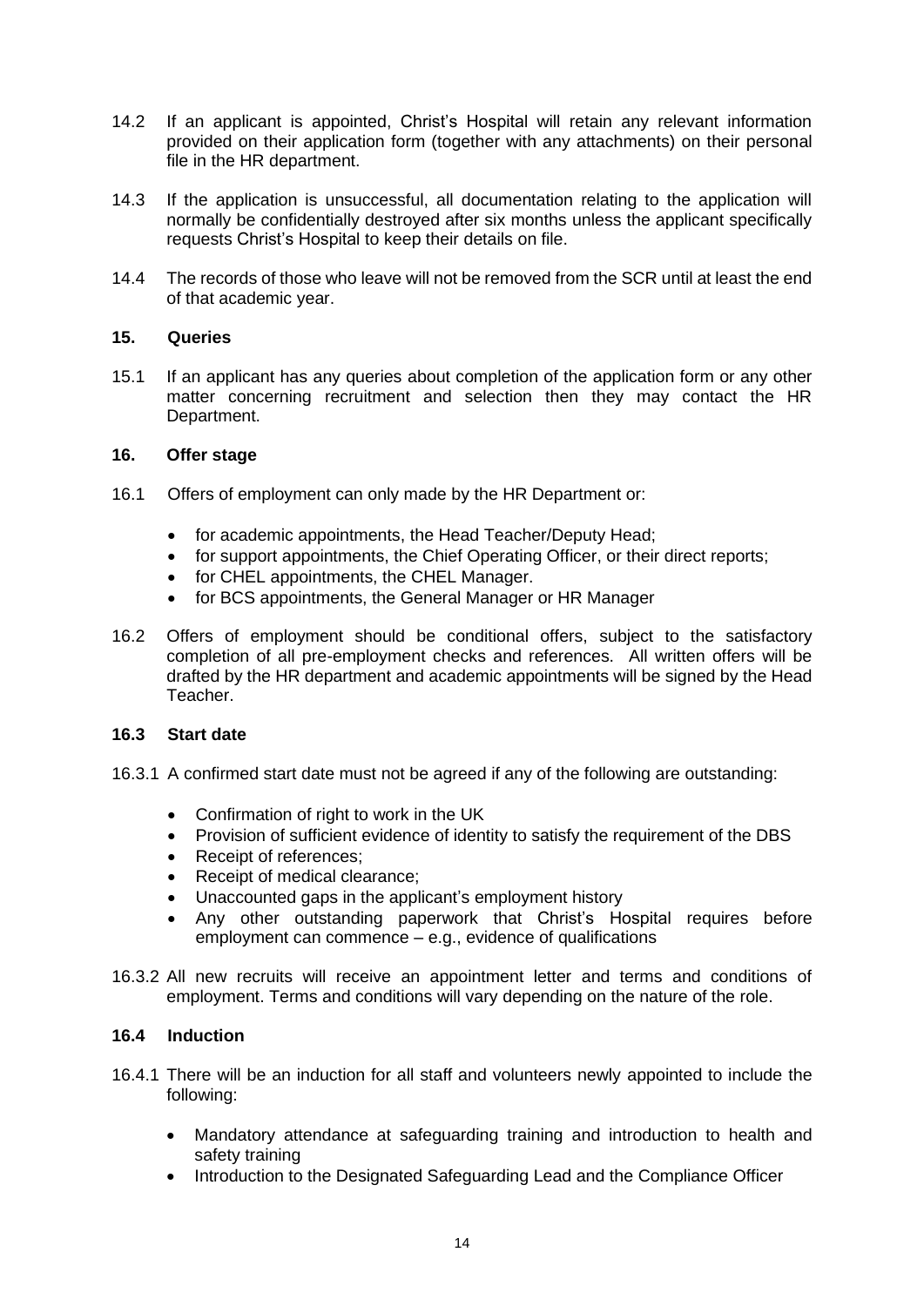14.2 If an applicant is appointed, Christ's Hospital will retain any relevant information provided on their application form (together with any attachments) on their personal file in the HR department.

14.3 If the application is unsuccessful, all documentation relating to the application will normally be confidentially destroyed after six months unless the applicant specifically requests Christ's Hospital to keep their details on file.

14.4 The records of those who leave will not be removed from the SCR until at least the end of that academic year.

## 15. Queries

15.1 If an applicant has any queries about completion of the application form or any other matter concerning recruitment and selection then they may contact the HR Department.

## 16. Offer stage

16.1 Offers of employment can only made by the HR Department or:

- for academic appointments, the Head Teacher/Deputy Head;
- for support appointments, the Chief Operating Officer, or their direct reports;
- for CHEL appointments, the CHEL Manager.
- for BCS appointments, the General Manager or HR Manager

16.2 Offers of employment should be conditional offers, subject to the satisfactory completion of all pre-employment checks and references. All written offers will be drafted by the HR department and academic appointments will be signed by the Head Teacher.

### 16.3 Start date

16.3.1 A confirmed start date must not be agreed if any of the following are outstanding:

- Confirmation of right to work in the UK
- Provision of sufficient evidence of identity to satisfy the requirement of the DBS
- Receipt of references;
- Receipt of medical clearance;
- Unaccounted gaps in the applicant's employment history
- Any other outstanding paperwork that Christ's Hospital requires before employment can commence – e.g., evidence of qualifications

16.3.2 All new recruits will receive an appointment letter and terms and conditions of employment. Terms and conditions will vary depending on the nature of the role.

### 16.4 Induction

16.4.1 There will be an induction for all staff and volunteers newly appointed to include the following:

- Mandatory attendance at safeguarding training and introduction to health and safety training
- Introduction to the Designated Safeguarding Lead and the Compliance Officer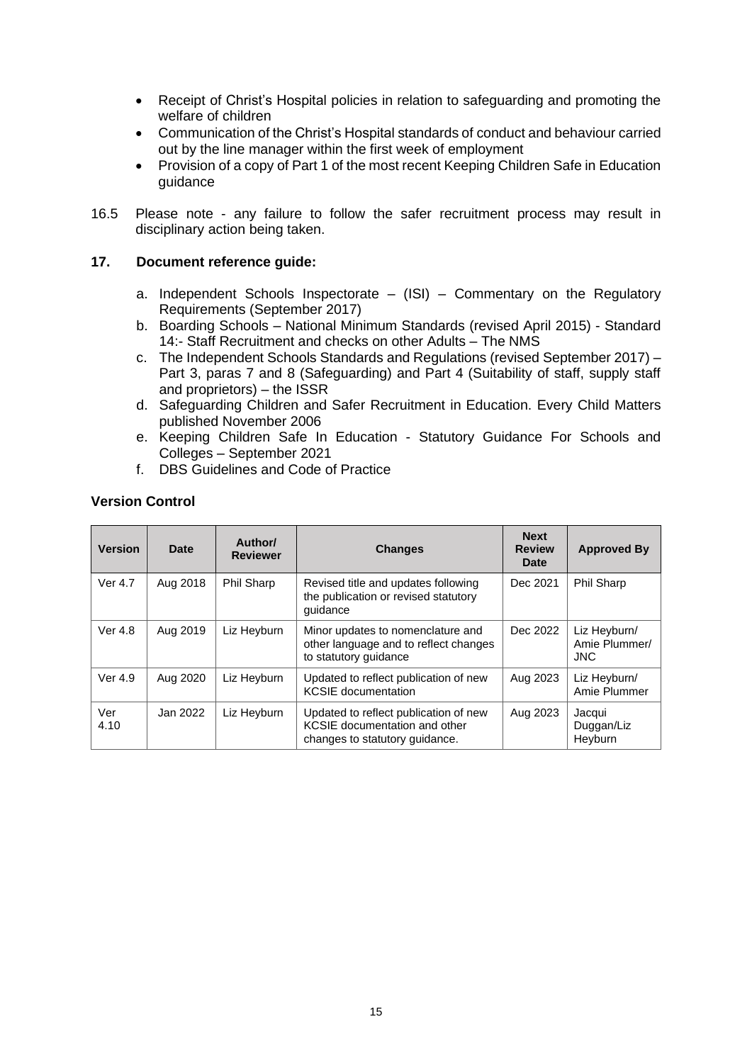- Receipt of Christ's Hospital policies in relation to safeguarding and promoting the welfare of children
- Communication of the Christ's Hospital standards of conduct and behaviour carried out by the line manager within the first week of employment
- Provision of a copy of Part 1 of the most recent Keeping Children Safe in Education guidance

16.5 Please note - any failure to follow the safer recruitment process may result in disciplinary action being taken.

## 17. Document reference guide:

a. Independent Schools Inspectorate – (ISI) – Commentary on the Regulatory Requirements (September 2017)
b. Boarding Schools – National Minimum Standards (revised April 2015) - Standard 14:- Staff Recruitment and checks on other Adults – The NMS
c. The Independent Schools Standards and Regulations (revised September 2017) – Part 3, paras 7 and 8 (Safeguarding) and Part 4 (Suitability of staff, supply staff and proprietors) – the ISSR
d. Safeguarding Children and Safer Recruitment in Education. Every Child Matters published November 2006
e. Keeping Children Safe In Education - Statutory Guidance For Schools and Colleges – September 2021
f. DBS Guidelines and Code of Practice

### Version Control

| Version | Date | Author/ Reviewer | Changes | Next Review Date | Approved By |
|---|---|---|---|---|---|
| Ver 4.7 | Aug 2018 | Phil Sharp | Revised title and updates following the publication or revised statutory guidance | Dec 2021 | Phil Sharp |
| Ver 4.8 | Aug 2019 | Liz Heyburn | Minor updates to nomenclature and other language and to reflect changes to statutory guidance | Dec 2022 | Liz Heyburn/ Amie Plummer/ JNC |
| Ver 4.9 | Aug 2020 | Liz Heyburn | Updated to reflect publication of new KCSIE documentation | Aug 2023 | Liz Heyburn/ Amie Plummer |
| Ver 4.10 | Jan 2022 | Liz Heyburn | Updated to reflect publication of new KCSIE documentation and other changes to statutory guidance. | Aug 2023 | Jacqui Duggan/Liz Heyburn |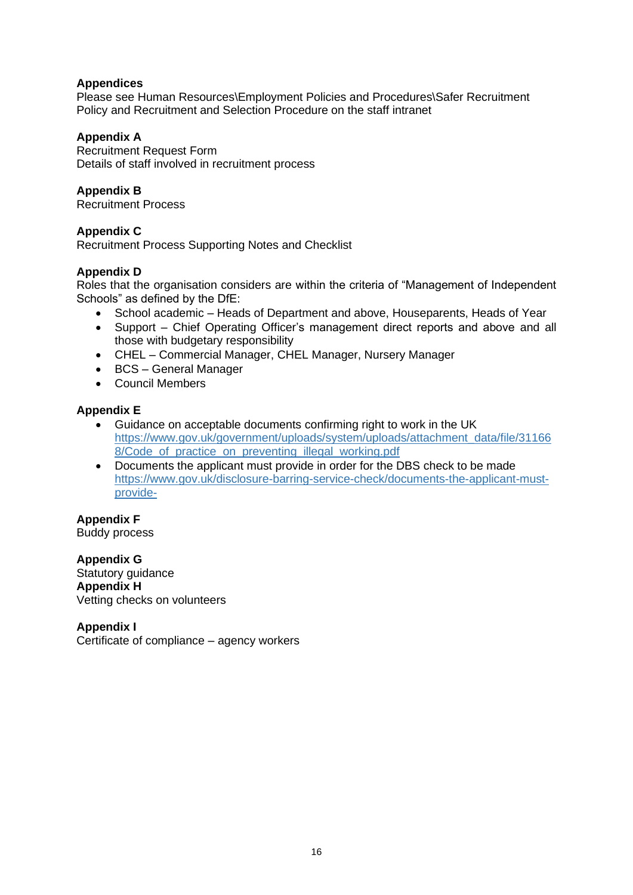**Appendices**
Please see Human Resources\Employment Policies and Procedures\Safer Recruitment Policy and Recruitment and Selection Procedure on the staff intranet

**Appendix A**
Recruitment Request Form
Details of staff involved in recruitment process

**Appendix B**
Recruitment Process

**Appendix C**
Recruitment Process Supporting Notes and Checklist

**Appendix D**
Roles that the organisation considers are within the criteria of "Management of Independent Schools" as defined by the DfE:

- School academic – Heads of Department and above, Houseparents, Heads of Year
- Support – Chief Operating Officer's management direct reports and above and all those with budgetary responsibility
- CHEL – Commercial Manager, CHEL Manager, Nursery Manager
- BCS – General Manager
- Council Members

**Appendix E**

- Guidance on acceptable documents confirming right to work in the UK https://www.gov.uk/government/uploads/system/uploads/attachment_data/file/311668/Code_of_practice_on_preventing_illegal_working.pdf
- Documents the applicant must provide in order for the DBS check to be made https://www.gov.uk/disclosure-barring-service-check/documents-the-applicant-must-provide-

**Appendix F**
Buddy process

**Appendix G**
Statutory guidance

**Appendix H**
Vetting checks on volunteers

**Appendix I**
Certificate of compliance – agency workers